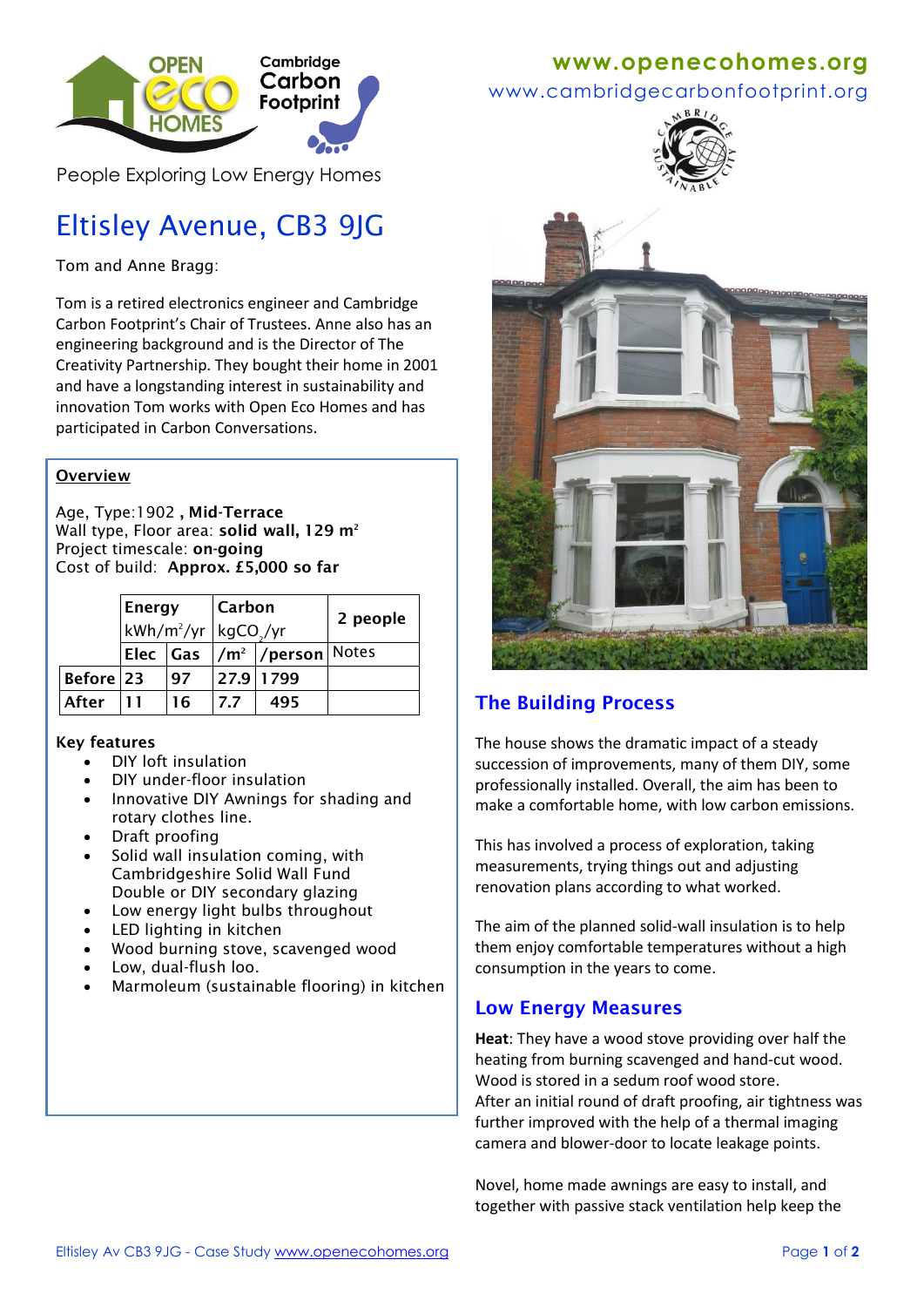www.openecohomes.org

www.cambridgecarbonfootprint.org

People Exploring Low Energy Homes

# Eltisley Avenue, CB3 9JG

Tom and Anne Bragg:

Tom is a retired electronics engineer and Cambridge Carbon Footprint's Chair of Trustees. Anne also has an engineering background and is the Director of The Creativity Partnership. They bought their home in 2001 and have a longstanding interest in sustainability and innovation Tom works with Open Eco Homes and has participated in Carbon Conversations.

## Overview

Age, Type:1902 **, Mid-Terrace**
Wall type, Floor area: **solid wall, 129 m²**
Project timescale: **on-going**
Cost of build: **Approx. £5,000 so far**

| | Energy kWh/m²/yr | | Carbon $kgCO_2$/yr | | 2 people |
|---|---|---|---|---|---|
| | Elec | Gas | /m² | /person | Notes |
| **Before** | 23 | 97 | 27.9 | 1799 | |
| **After** | 11 | 16 | 7.7 | 495 | |

**Key features**

- DIY loft insulation
- DIY under-floor insulation
- Innovative DIY Awnings for shading and rotary clothes line.
- Draft proofing
- Solid wall insulation coming, with Cambridgeshire Solid Wall Fund Double or DIY secondary glazing
- Low energy light bulbs throughout
- LED lighting in kitchen
- Wood burning stove, scavenged wood
- Low, dual-flush loo.
- Marmoleum (sustainable flooring) in kitchen

## The Building Process

The house shows the dramatic impact of a steady succession of improvements, many of them DIY, some professionally installed. Overall, the aim has been to make a comfortable home, with low carbon emissions.

This has involved a process of exploration, taking measurements, trying things out and adjusting renovation plans according to what worked.

The aim of the planned solid-wall insulation is to help them enjoy comfortable temperatures without a high consumption in the years to come.

## Low Energy Measures

**Heat**: They have a wood stove providing over half the heating from burning scavenged and hand-cut wood. Wood is stored in a sedum roof wood store.
After an initial round of draft proofing, air tightness was further improved with the help of a thermal imaging camera and blower-door to locate leakage points.

Novel, home made awnings are easy to install, and together with passive stack ventilation help keep the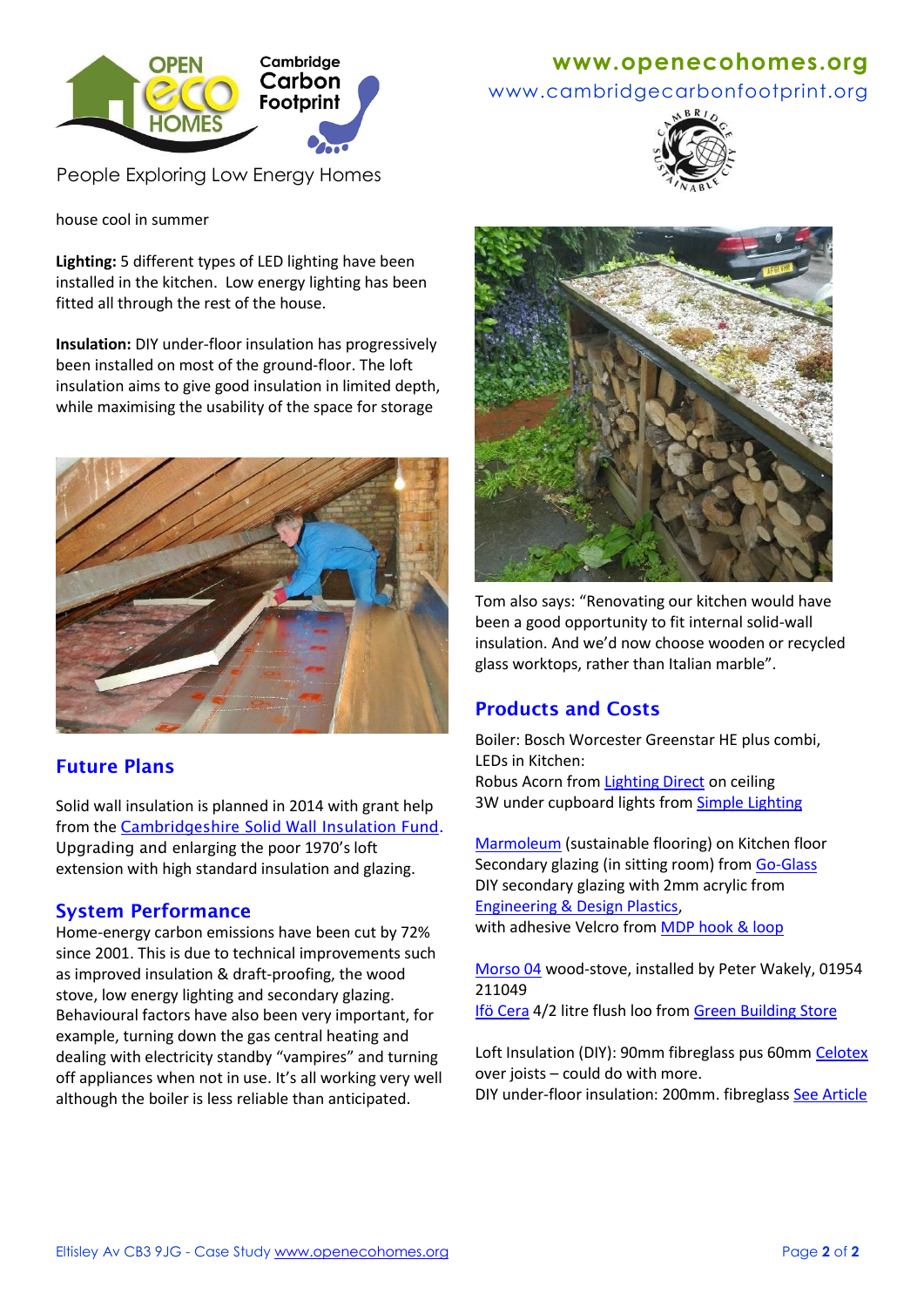house cool in summer

**Lighting:** 5 different types of LED lighting have been installed in the kitchen. Low energy lighting has been fitted all through the rest of the house.

**Insulation:** DIY under-floor insulation has progressively been installed on most of the ground-floor. The loft insulation aims to give good insulation in limited depth, while maximising the usability of the space for storage

## Future Plans

Solid wall insulation is planned in 2014 with grant help from the Cambridgeshire Solid Wall Insulation Fund. Upgrading and enlarging the poor 1970's loft extension with high standard insulation and glazing.

## System Performance

Home-energy carbon emissions have been cut by 72% since 2001. This is due to technical improvements such as improved insulation & draft-proofing, the wood stove, low energy lighting and secondary glazing. Behavioural factors have also been very important, for example, turning down the gas central heating and dealing with electricity standby "vampires" and turning off appliances when not in use. It's all working very well although the boiler is less reliable than anticipated.

Tom also says: "Renovating our kitchen would have been a good opportunity to fit internal solid-wall insulation. And we'd now choose wooden or recycled glass worktops, rather than Italian marble".

## Products and Costs

Boiler: Bosch Worcester Greenstar HE plus combi,
LEDs in Kitchen:
Robus Acorn from Lighting Direct on ceiling
3W under cupboard lights from Simple Lighting

Marmoleum (sustainable flooring) on Kitchen floor
Secondary glazing (in sitting room) from Go-Glass
DIY secondary glazing with 2mm acrylic from Engineering & Design Plastics,
with adhesive Velcro from MDP hook & loop

Morso 04 wood-stove, installed by Peter Wakely, 01954 211049
Ifö Cera 4/2 litre flush loo from Green Building Store

Loft Insulation (DIY): 90mm fibreglass pus 60mm Celotex over joists – could do with more.
DIY under-floor insulation: 200mm. fibreglass See Article